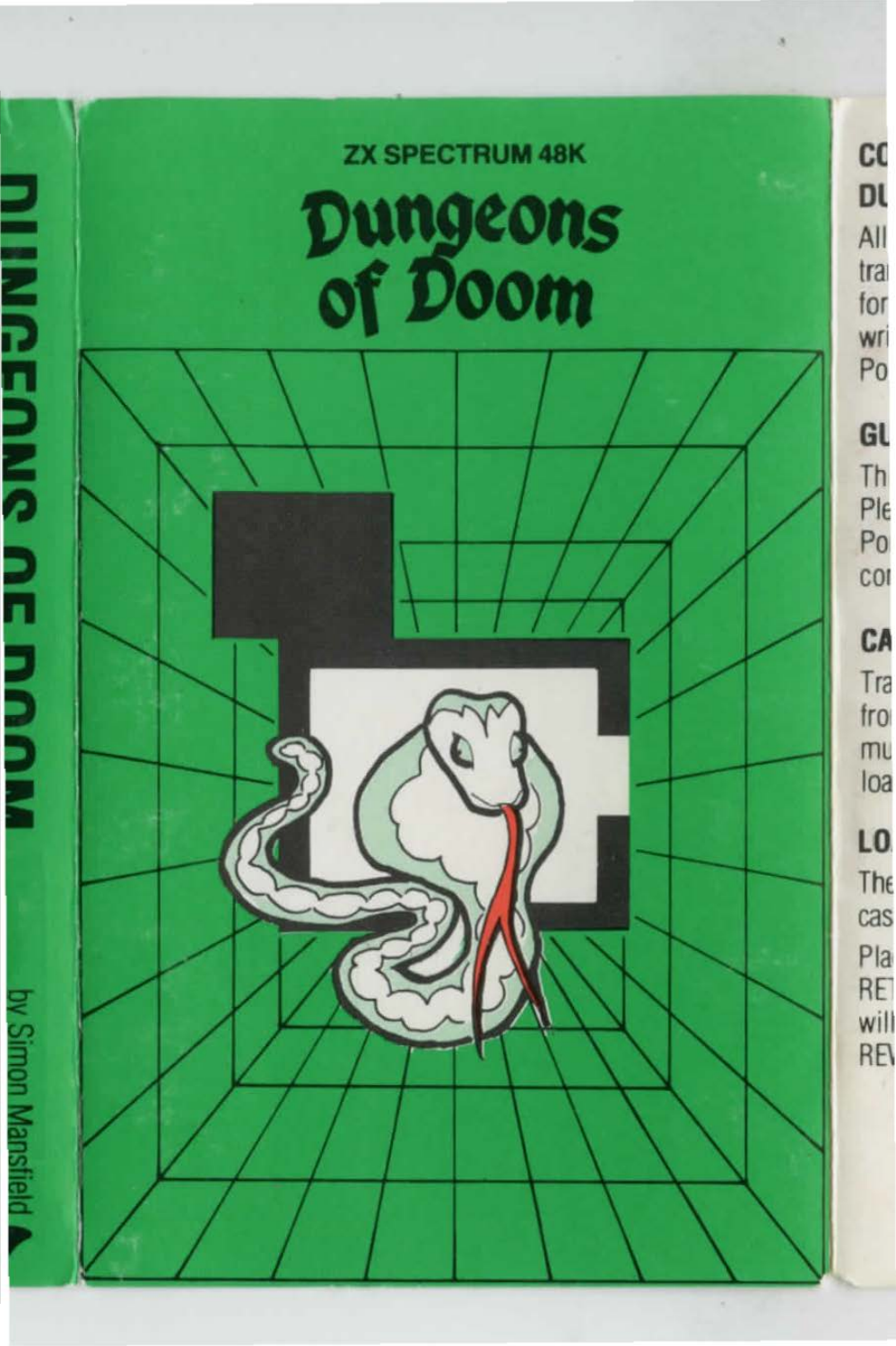ZX SPECTRUM 48K

# Dungeons of Doom

DUNGEONS OF DOOM

by Simon Mansfield

CO
DU
All
tra
for
wri
Po

GU
Th
Ple
Po
co

CA
Tra
fro
mu
loa

LO
The
cas
Pla
RET
will
REV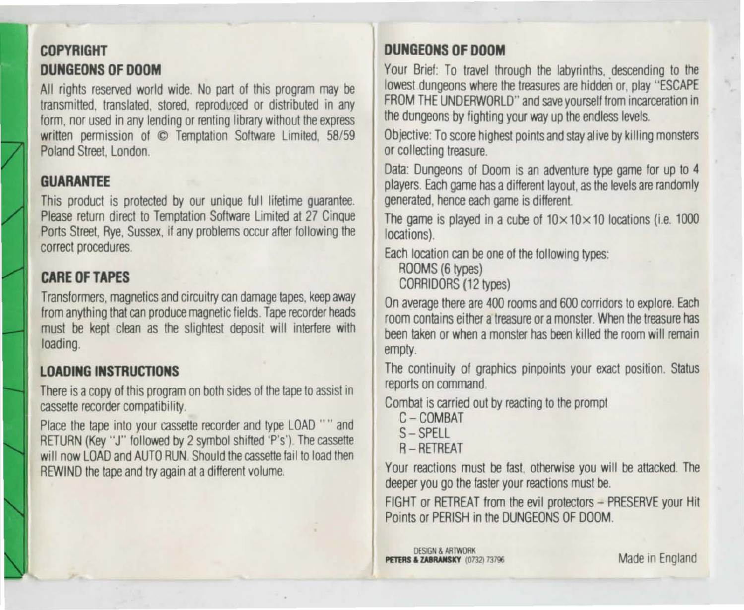## COPYRIGHT

## DUNGEONS OF DOOM

All rights reserved world wide. No part of this program may be transmitted, translated, stored, reproduced or distributed in any form, nor used in any lending or renting library without the express written permission of © Temptation Software Limited, 58/59 Poland Street, London.

## GUARANTEE

This product is protected by our unique full lifetime guarantee. Please return direct to Temptation Software Limited at 27 Cinque Ports Street, Rye, Sussex, if any problems occur after following the correct procedures.

## CARE OF TAPES

Transformers, magnetics and circuitry can damage tapes, keep away from anything that can produce magnetic fields. Tape recorder heads must be kept clean as the slightest deposit will interfere with loading.

## LOADING INSTRUCTIONS

There is a copy of this program on both sides of the tape to assist in cassette recorder compatibility.

Place the tape into your cassette recorder and type LOAD "" and RETURN (Key "J" followed by 2 symbol shifted 'P's'). The cassette will now LOAD and AUTO RUN. Should the cassette fail to load then REWIND the tape and try again at a different volume.

## DUNGEONS OF DOOM

Your Brief: To travel through the labyrinths, descending to the lowest dungeons where the treasures are hidden or, play "ESCAPE FROM THE UNDERWORLD" and save yourself from incarceration in the dungeons by fighting your way up the endless levels.

Objective: To score highest points and stay alive by killing monsters or collecting treasure.

Data: Dungeons of Doom is an adventure type game for up to 4 players. Each game has a different layout, as the levels are randomly generated, hence each game is different.

The game is played in a cube of 10×10×10 locations (i.e. 1000 locations).

Each location can be one of the following types:

ROOMS (6 types)
CORRIDORS (12 types)

On average there are 400 rooms and 600 corridors to explore. Each room contains either a treasure or a monster. When the treasure has been taken or when a monster has been killed the room will remain empty.

The continuity of graphics pinpoints your exact position. Status reports on command.

Combat is carried out by reacting to the prompt

C – COMBAT
S – SPELL
R – RETREAT

Your reactions must be fast, otherwise you will be attacked. The deeper you go the faster your reactions must be.

FIGHT or RETREAT from the evil protectors – PRESERVE your Hit Points or PERISH in the DUNGEONS OF DOOM.

DESIGN & ARTWORK
**PETERS & ZABRANSKY** (0732) 73796

Made in England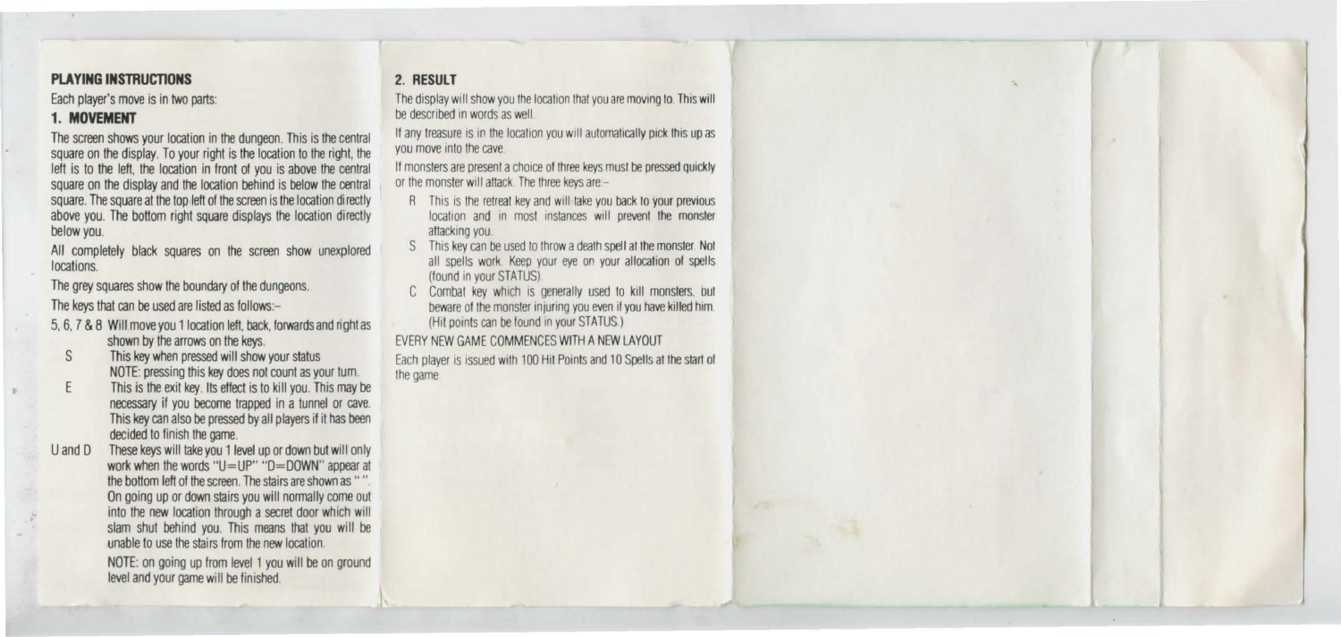## PLAYING INSTRUCTIONS

Each player's move is in two parts:

### 1. MOVEMENT

The screen shows your location in the dungeon. This is the central square on the display. To your right is the location to the right, the left is to the left, the location in front of you is above the central square on the display and the location behind is below the central square. The square at the top left of the screen is the location directly above you. The bottom right square displays the location directly below you.

All completely black squares on the screen show unexplored locations.

The grey squares show the boundary of the dungeons.

The keys that can be used are listed as follows:–

- **5, 6, 7 & 8** Will move you 1 location left, back, forwards and right as shown by the arrows on the keys.
- **S** This key when pressed will show your status
  NOTE: pressing this key does not count as your turn.
- **E** This is the exit key. Its effect is to kill you. This may be necessary if you become trapped in a tunnel or cave. This key can also be pressed by all players if it has been decided to finish the game.
- **U and D** These keys will take you 1 level up or down but will only work when the words "U=UP" "D=DOWN" appear at the bottom left of the screen. The stairs are shown as " ". On going up or down stairs you will normally come out into the new location through a secret door which will slam shut behind you. This means that you will be unable to use the stairs from the new location.

  NOTE: on going up from level 1 you will be on ground level and your game will be finished.

### 2. RESULT

The display will show you the location that you are moving to. This will be described in words as well.

If any treasure is in the location you will automatically pick this up as you move into the cave.

If monsters are present a choice of three keys must be pressed quickly or the monster will attack. The three keys are:–

- **R** This is the retreat key and will take you back to your previous location and in most instances will prevent the monster attacking you.
- **S** This key can be used to throw a death spell at the monster. Not all spells work. Keep your eye on your allocation of spells (found in your STATUS).
- **C** Combat key which is generally used to kill monsters, but beware of the monster injuring you even if you have killed him. (Hit points can be found in your STATUS.)

EVERY NEW GAME COMMENCES WITH A NEW LAYOUT

Each player is issued with 100 Hit Points and 10 Spells at the start of the game.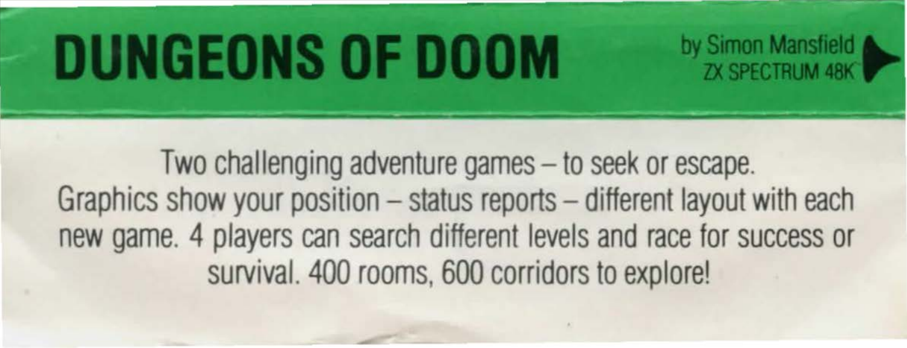# DUNGEONS OF DOOM

by Simon Mansfield
ZX SPECTRUM 48K

Two challenging adventure games – to seek or escape.
Graphics show your position – status reports – different layout with each new game. 4 players can search different levels and race for success or survival. 400 rooms, 600 corridors to explore!